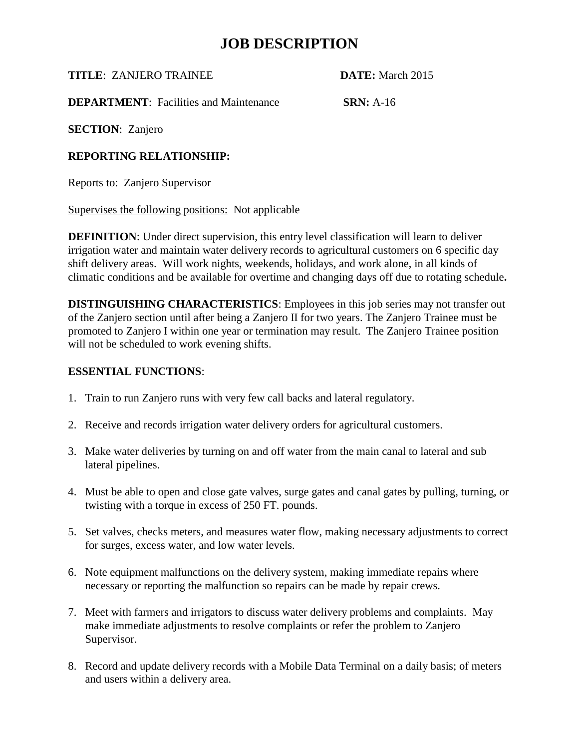# JOB DESCRIPTION

**TITLE**: ZANJERO TRAINEE **DATE:** March 2015

**DEPARTMENT**: Facilities and Maintenance **SRN:** A-16

**SECTION**: Zanjero

**REPORTING RELATIONSHIP:**

Reports to: Zanjero Supervisor

Supervises the following positions: Not applicable

**DEFINITION**: Under direct supervision, this entry level classification will learn to deliver irrigation water and maintain water delivery records to agricultural customers on 6 specific day shift delivery areas. Will work nights, weekends, holidays, and work alone, in all kinds of climatic conditions and be available for overtime and changing days off due to rotating schedule**.**

**DISTINGUISHING CHARACTERISTICS**: Employees in this job series may not transfer out of the Zanjero section until after being a Zanjero II for two years. The Zanjero Trainee must be promoted to Zanjero I within one year or termination may result. The Zanjero Trainee position will not be scheduled to work evening shifts.

**ESSENTIAL FUNCTIONS**:

1. Train to run Zanjero runs with very few call backs and lateral regulatory.

2. Receive and records irrigation water delivery orders for agricultural customers.

3. Make water deliveries by turning on and off water from the main canal to lateral and sub lateral pipelines.

4. Must be able to open and close gate valves, surge gates and canal gates by pulling, turning, or twisting with a torque in excess of 250 FT. pounds.

5. Set valves, checks meters, and measures water flow, making necessary adjustments to correct for surges, excess water, and low water levels.

6. Note equipment malfunctions on the delivery system, making immediate repairs where necessary or reporting the malfunction so repairs can be made by repair crews.

7. Meet with farmers and irrigators to discuss water delivery problems and complaints. May make immediate adjustments to resolve complaints or refer the problem to Zanjero Supervisor.

8. Record and update delivery records with a Mobile Data Terminal on a daily basis; of meters and users within a delivery area.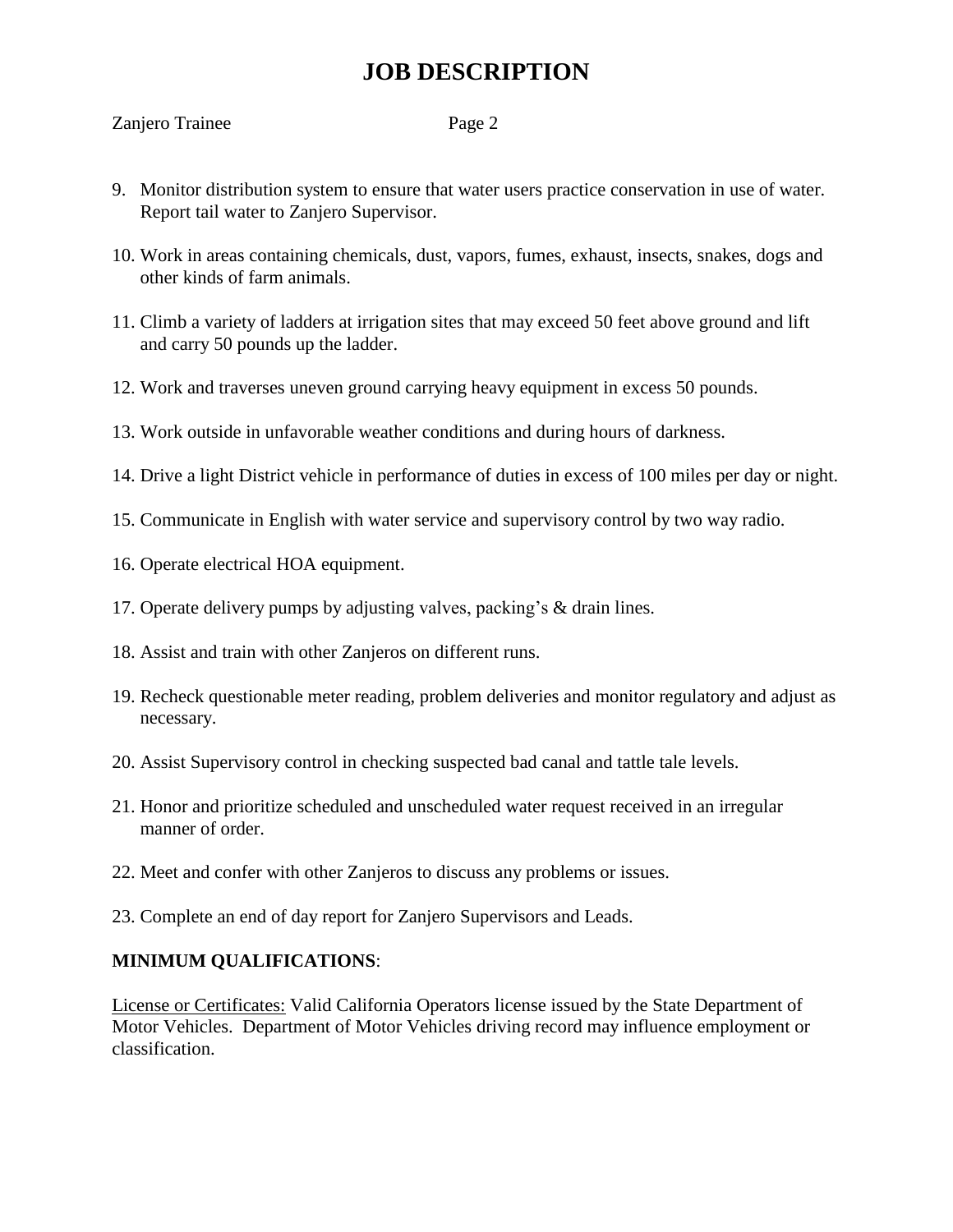9. Monitor distribution system to ensure that water users practice conservation in use of water. Report tail water to Zanjero Supervisor.

10. Work in areas containing chemicals, dust, vapors, fumes, exhaust, insects, snakes, dogs and other kinds of farm animals.

11. Climb a variety of ladders at irrigation sites that may exceed 50 feet above ground and lift and carry 50 pounds up the ladder.

12. Work and traverses uneven ground carrying heavy equipment in excess 50 pounds.

13. Work outside in unfavorable weather conditions and during hours of darkness.

14. Drive a light District vehicle in performance of duties in excess of 100 miles per day or night.

15. Communicate in English with water service and supervisory control by two way radio.

16. Operate electrical HOA equipment.

17. Operate delivery pumps by adjusting valves, packing's & drain lines.

18. Assist and train with other Zanjeros on different runs.

19. Recheck questionable meter reading, problem deliveries and monitor regulatory and adjust as necessary.

20. Assist Supervisory control in checking suspected bad canal and tattle tale levels.

21. Honor and prioritize scheduled and unscheduled water request received in an irregular manner of order.

22. Meet and confer with other Zanjeros to discuss any problems or issues.

23. Complete an end of day report for Zanjero Supervisors and Leads.

**MINIMUM QUALIFICATIONS**:

License or Certificates: Valid California Operators license issued by the State Department of Motor Vehicles. Department of Motor Vehicles driving record may influence employment or classification.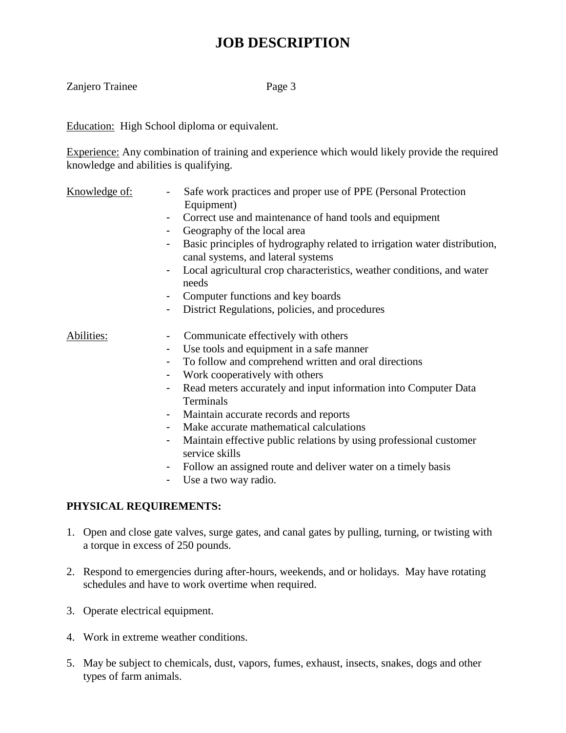# JOB DESCRIPTION

Zanjero Trainee

<u>Education:</u> High School diploma or equivalent.

<u>Experience:</u> Any combination of training and experience which would likely provide the required knowledge and abilities is qualifying.

<u>Knowledge of:</u>

- Safe work practices and proper use of PPE (Personal Protection Equipment)
- Correct use and maintenance of hand tools and equipment
- Geography of the local area
- Basic principles of hydrography related to irrigation water distribution, canal systems, and lateral systems
- Local agricultural crop characteristics, weather conditions, and water needs
- Computer functions and key boards
- District Regulations, policies, and procedures

<u>Abilities:</u>

- Communicate effectively with others
- Use tools and equipment in a safe manner
- To follow and comprehend written and oral directions
- Work cooperatively with others
- Read meters accurately and input information into Computer Data Terminals
- Maintain accurate records and reports
- Make accurate mathematical calculations
- Maintain effective public relations by using professional customer service skills
- Follow an assigned route and deliver water on a timely basis
- Use a two way radio.

**PHYSICAL REQUIREMENTS:**

1. Open and close gate valves, surge gates, and canal gates by pulling, turning, or twisting with a torque in excess of 250 pounds.
2. Respond to emergencies during after-hours, weekends, and or holidays. May have rotating schedules and have to work overtime when required.
3. Operate electrical equipment.
4. Work in extreme weather conditions.
5. May be subject to chemicals, dust, vapors, fumes, exhaust, insects, snakes, dogs and other types of farm animals.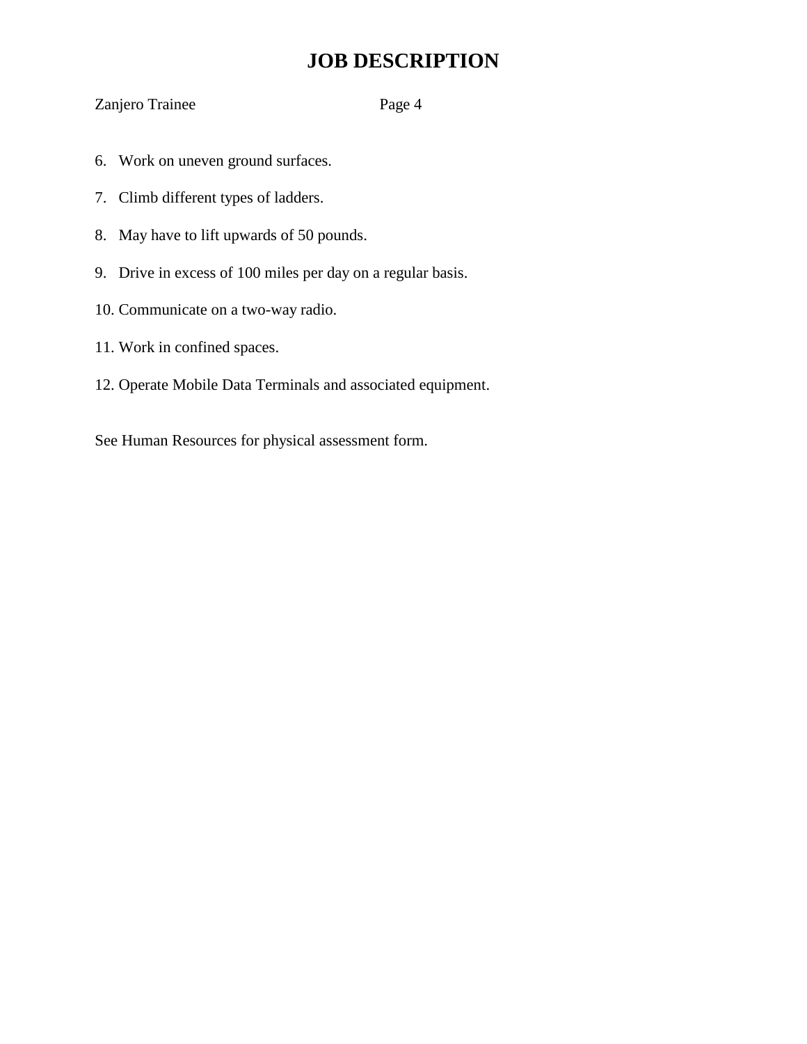6. Work on uneven ground surfaces.
7. Climb different types of ladders.
8. May have to lift upwards of 50 pounds.
9. Drive in excess of 100 miles per day on a regular basis.
10. Communicate on a two-way radio.
11. Work in confined spaces.
12. Operate Mobile Data Terminals and associated equipment.

See Human Resources for physical assessment form.